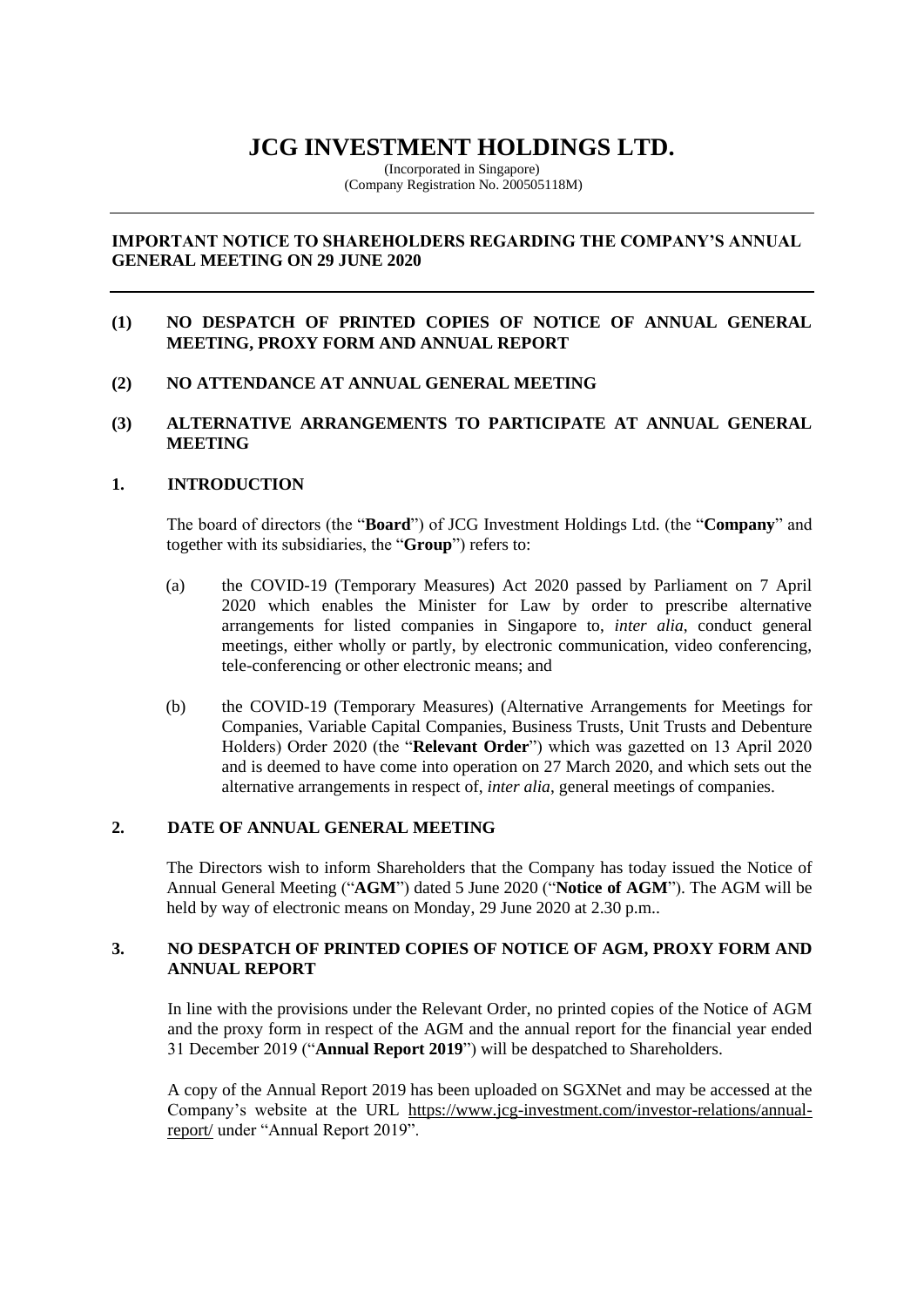# JCG INVESTMENT HOLDINGS LTD.

(Incorporated in Singapore)
(Company Registration No. 200505118M)

---

**IMPORTANT NOTICE TO SHAREHOLDERS REGARDING THE COMPANY'S ANNUAL GENERAL MEETING ON 29 JUNE 2020**

---

**(1) NO DESPATCH OF PRINTED COPIES OF NOTICE OF ANNUAL GENERAL MEETING, PROXY FORM AND ANNUAL REPORT**

**(2) NO ATTENDANCE AT ANNUAL GENERAL MEETING**

**(3) ALTERNATIVE ARRANGEMENTS TO PARTICIPATE AT ANNUAL GENERAL MEETING**

## 1. INTRODUCTION

The board of directors (the "**Board**") of JCG Investment Holdings Ltd. (the "**Company**" and together with its subsidiaries, the "**Group**") refers to:

(a) the COVID-19 (Temporary Measures) Act 2020 passed by Parliament on 7 April 2020 which enables the Minister for Law by order to prescribe alternative arrangements for listed companies in Singapore to, *inter alia*, conduct general meetings, either wholly or partly, by electronic communication, video conferencing, tele-conferencing or other electronic means; and

(b) the COVID-19 (Temporary Measures) (Alternative Arrangements for Meetings for Companies, Variable Capital Companies, Business Trusts, Unit Trusts and Debenture Holders) Order 2020 (the "**Relevant Order**") which was gazetted on 13 April 2020 and is deemed to have come into operation on 27 March 2020, and which sets out the alternative arrangements in respect of, *inter alia*, general meetings of companies.

## 2. DATE OF ANNUAL GENERAL MEETING

The Directors wish to inform Shareholders that the Company has today issued the Notice of Annual General Meeting ("**AGM**") dated 5 June 2020 ("**Notice of AGM**"). The AGM will be held by way of electronic means on Monday, 29 June 2020 at 2.30 p.m..

## 3. NO DESPATCH OF PRINTED COPIES OF NOTICE OF AGM, PROXY FORM AND ANNUAL REPORT

In line with the provisions under the Relevant Order, no printed copies of the Notice of AGM and the proxy form in respect of the AGM and the annual report for the financial year ended 31 December 2019 ("**Annual Report 2019**") will be despatched to Shareholders.

A copy of the Annual Report 2019 has been uploaded on SGXNet and may be accessed at the Company's website at the URL https://www.jcg-investment.com/investor-relations/annual-report/ under "Annual Report 2019".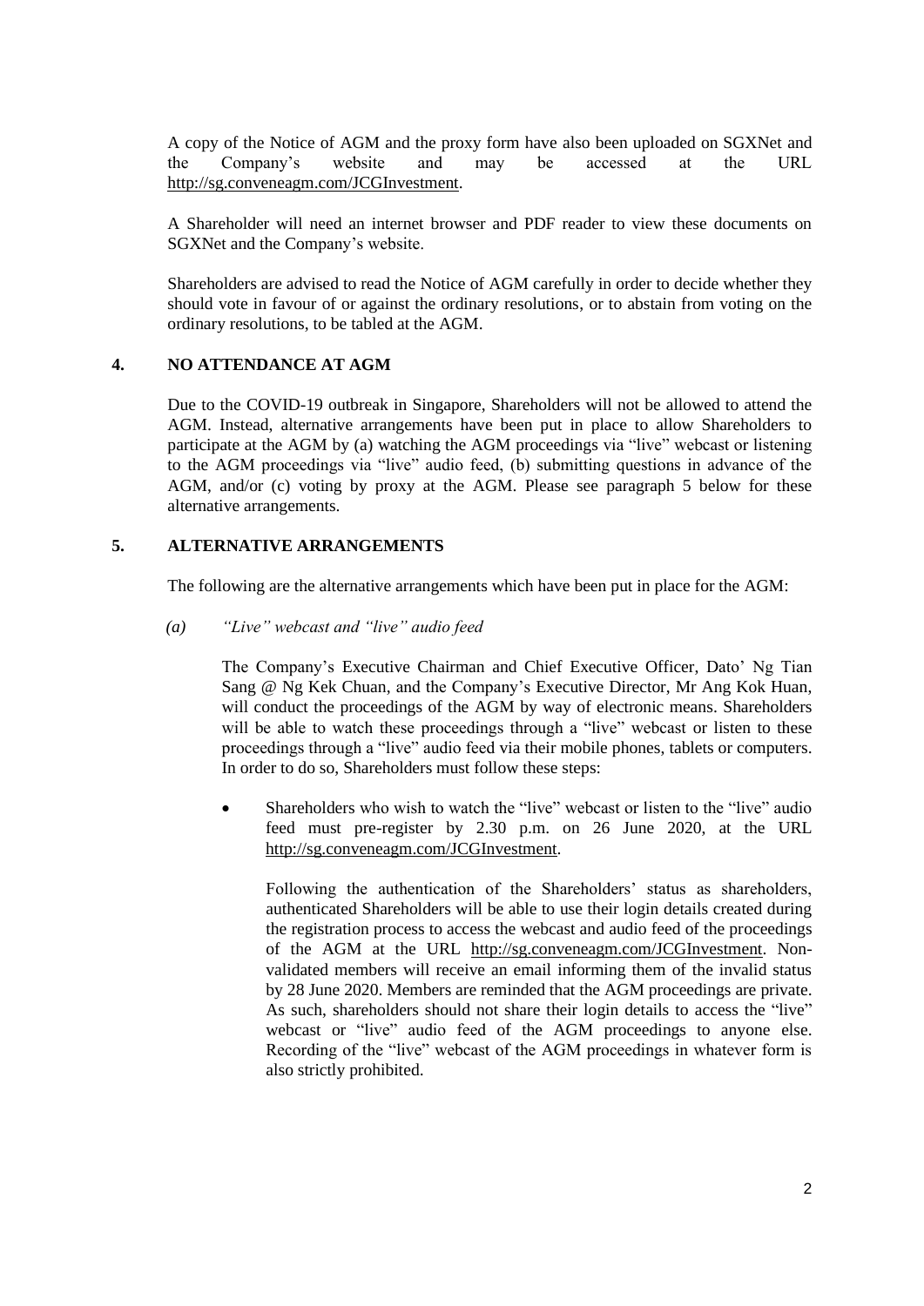A copy of the Notice of AGM and the proxy form have also been uploaded on SGXNet and the Company's website and may be accessed at the URL http://sg.conveneagm.com/JCGInvestment.

A Shareholder will need an internet browser and PDF reader to view these documents on SGXNet and the Company's website.

Shareholders are advised to read the Notice of AGM carefully in order to decide whether they should vote in favour of or against the ordinary resolutions, or to abstain from voting on the ordinary resolutions, to be tabled at the AGM.

## 4. NO ATTENDANCE AT AGM

Due to the COVID-19 outbreak in Singapore, Shareholders will not be allowed to attend the AGM. Instead, alternative arrangements have been put in place to allow Shareholders to participate at the AGM by (a) watching the AGM proceedings via "live" webcast or listening to the AGM proceedings via "live" audio feed, (b) submitting questions in advance of the AGM, and/or (c) voting by proxy at the AGM. Please see paragraph 5 below for these alternative arrangements.

## 5. ALTERNATIVE ARRANGEMENTS

The following are the alternative arrangements which have been put in place for the AGM:

*(a) "Live" webcast and "live" audio feed*

The Company's Executive Chairman and Chief Executive Officer, Dato' Ng Tian Sang @ Ng Kek Chuan, and the Company's Executive Director, Mr Ang Kok Huan, will conduct the proceedings of the AGM by way of electronic means. Shareholders will be able to watch these proceedings through a "live" webcast or listen to these proceedings through a "live" audio feed via their mobile phones, tablets or computers. In order to do so, Shareholders must follow these steps:

- Shareholders who wish to watch the "live" webcast or listen to the "live" audio feed must pre-register by 2.30 p.m. on 26 June 2020, at the URL http://sg.conveneagm.com/JCGInvestment.

  Following the authentication of the Shareholders' status as shareholders, authenticated Shareholders will be able to use their login details created during the registration process to access the webcast and audio feed of the proceedings of the AGM at the URL http://sg.conveneagm.com/JCGInvestment. Non-validated members will receive an email informing them of the invalid status by 28 June 2020. Members are reminded that the AGM proceedings are private. As such, shareholders should not share their login details to access the "live" webcast or "live" audio feed of the AGM proceedings to anyone else. Recording of the "live" webcast of the AGM proceedings in whatever form is also strictly prohibited.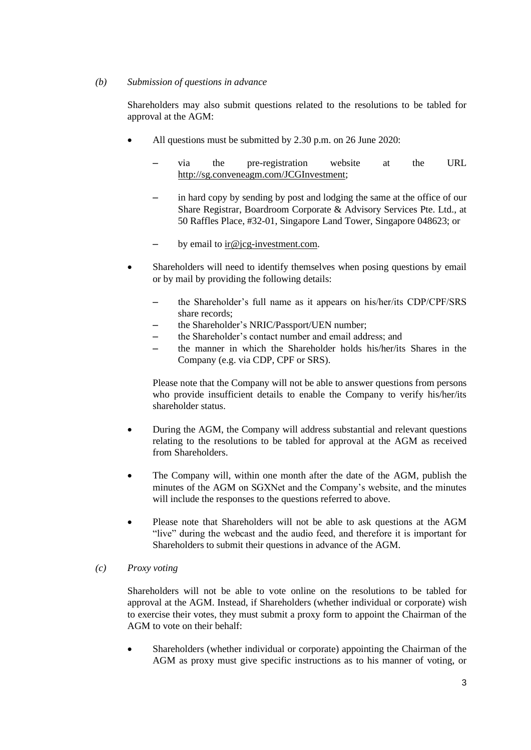*(b)* *Submission of questions in advance*

Shareholders may also submit questions related to the resolutions to be tabled for approval at the AGM:

- All questions must be submitted by 2.30 p.m. on 26 June 2020:
  - via the pre-registration website at the URL http://sg.conveneagm.com/JCGInvestment;
  - in hard copy by sending by post and lodging the same at the office of our Share Registrar, Boardroom Corporate & Advisory Services Pte. Ltd., at 50 Raffles Place, #32-01, Singapore Land Tower, Singapore 048623; or
  - by email to ir@jcg-investment.com.
- Shareholders will need to identify themselves when posing questions by email or by mail by providing the following details:
  - the Shareholder's full name as it appears on his/her/its CDP/CPF/SRS share records;
  - the Shareholder's NRIC/Passport/UEN number;
  - the Shareholder's contact number and email address; and
  - the manner in which the Shareholder holds his/her/its Shares in the Company (e.g. via CDP, CPF or SRS).

  Please note that the Company will not be able to answer questions from persons who provide insufficient details to enable the Company to verify his/her/its shareholder status.
- During the AGM, the Company will address substantial and relevant questions relating to the resolutions to be tabled for approval at the AGM as received from Shareholders.
- The Company will, within one month after the date of the AGM, publish the minutes of the AGM on SGXNet and the Company's website, and the minutes will include the responses to the questions referred to above.
- Please note that Shareholders will not be able to ask questions at the AGM "live" during the webcast and the audio feed, and therefore it is important for Shareholders to submit their questions in advance of the AGM.

*(c)* *Proxy voting*

Shareholders will not be able to vote online on the resolutions to be tabled for approval at the AGM. Instead, if Shareholders (whether individual or corporate) wish to exercise their votes, they must submit a proxy form to appoint the Chairman of the AGM to vote on their behalf:

- Shareholders (whether individual or corporate) appointing the Chairman of the AGM as proxy must give specific instructions as to his manner of voting, or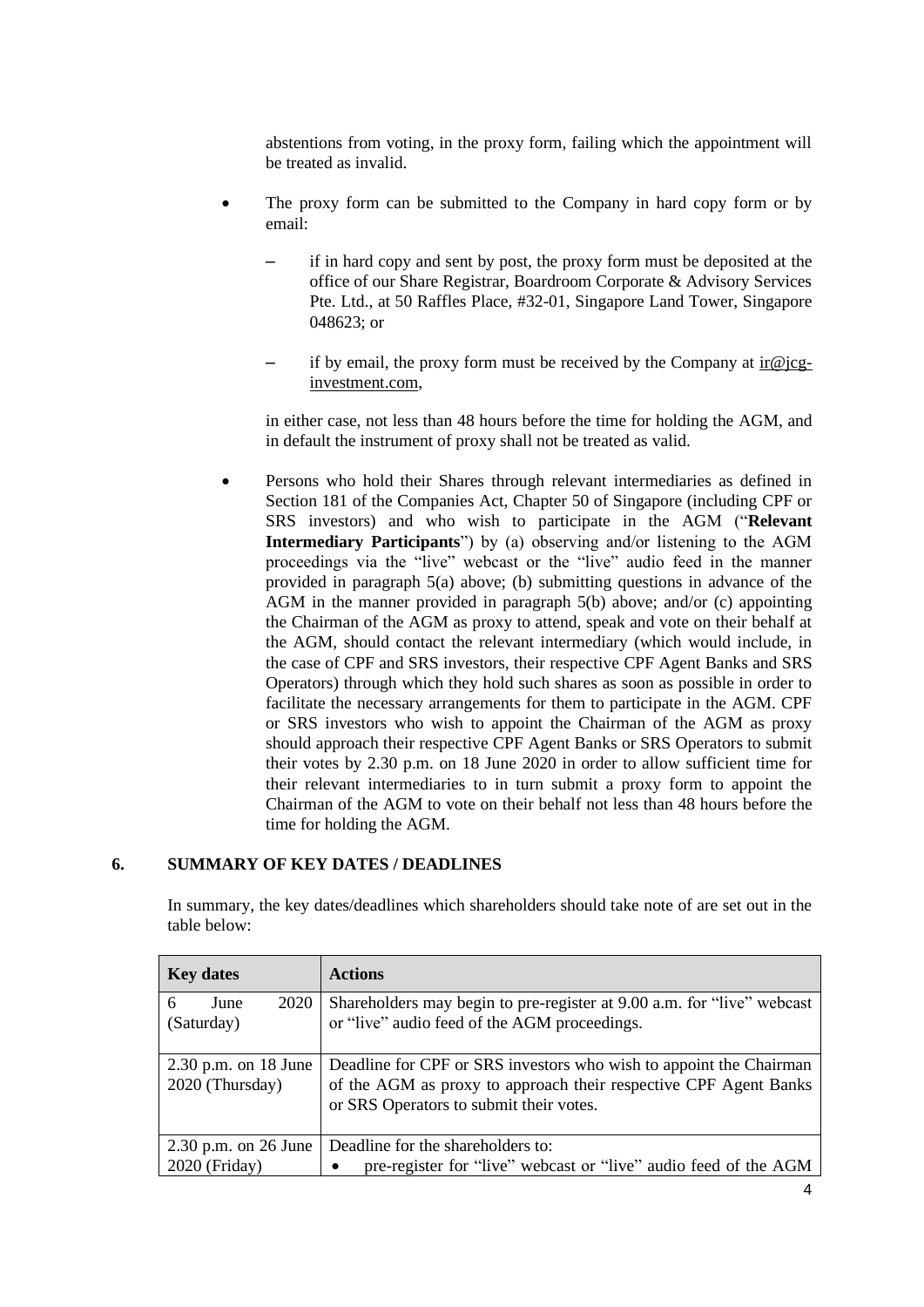abstentions from voting, in the proxy form, failing which the appointment will be treated as invalid.

- The proxy form can be submitted to the Company in hard copy form or by email:

  – if in hard copy and sent by post, the proxy form must be deposited at the office of our Share Registrar, Boardroom Corporate & Advisory Services Pte. Ltd., at 50 Raffles Place, #32-01, Singapore Land Tower, Singapore 048623; or

  – if by email, the proxy form must be received by the Company at ir@jcg-investment.com,

  in either case, not less than 48 hours before the time for holding the AGM, and in default the instrument of proxy shall not be treated as valid.

- Persons who hold their Shares through relevant intermediaries as defined in Section 181 of the Companies Act, Chapter 50 of Singapore (including CPF or SRS investors) and who wish to participate in the AGM ("**Relevant Intermediary Participants**") by (a) observing and/or listening to the AGM proceedings via the "live" webcast or the "live" audio feed in the manner provided in paragraph 5(a) above; (b) submitting questions in advance of the AGM in the manner provided in paragraph 5(b) above; and/or (c) appointing the Chairman of the AGM as proxy to attend, speak and vote on their behalf at the AGM, should contact the relevant intermediary (which would include, in the case of CPF and SRS investors, their respective CPF Agent Banks and SRS Operators) through which they hold such shares as soon as possible in order to facilitate the necessary arrangements for them to participate in the AGM. CPF or SRS investors who wish to appoint the Chairman of the AGM as proxy should approach their respective CPF Agent Banks or SRS Operators to submit their votes by 2.30 p.m. on 18 June 2020 in order to allow sufficient time for their relevant intermediaries to in turn submit a proxy form to appoint the Chairman of the AGM to vote on their behalf not less than 48 hours before the time for holding the AGM.

## 6. SUMMARY OF KEY DATES / DEADLINES

In summary, the key dates/deadlines which shareholders should take note of are set out in the table below:

| Key dates | Actions |
|---|---|
| 6 June 2020 (Saturday) | Shareholders may begin to pre-register at 9.00 a.m. for "live" webcast or "live" audio feed of the AGM proceedings. |
| 2.30 p.m. on 18 June 2020 (Thursday) | Deadline for CPF or SRS investors who wish to appoint the Chairman of the AGM as proxy to approach their respective CPF Agent Banks or SRS Operators to submit their votes. |
| 2.30 p.m. on 26 June 2020 (Friday) | Deadline for the shareholders to:<br>• pre-register for "live" webcast or "live" audio feed of the AGM |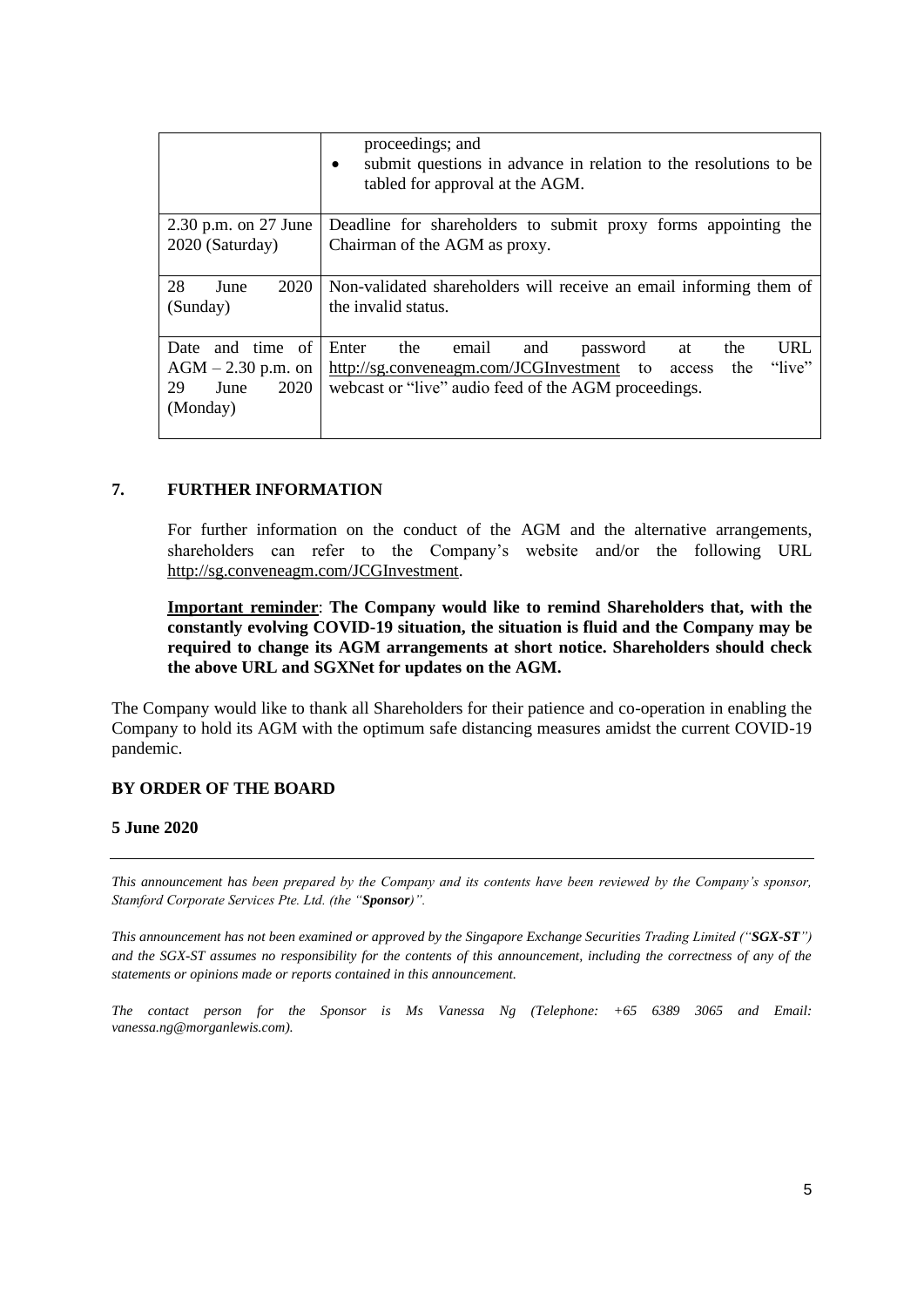| | |
|---|---|
| | proceedings; and<br>• submit questions in advance in relation to the resolutions to be tabled for approval at the AGM. |
| 2.30 p.m. on 27 June 2020 (Saturday) | Deadline for shareholders to submit proxy forms appointing the Chairman of the AGM as proxy. |
| 28 June 2020 (Sunday) | Non-validated shareholders will receive an email informing them of the invalid status. |
| Date and time of AGM – 2.30 p.m. on 29 June 2020 (Monday) | Enter the email and password at the URL http://sg.conveneagm.com/JCGInvestment to access the "live" webcast or "live" audio feed of the AGM proceedings. |

## 7. FURTHER INFORMATION

For further information on the conduct of the AGM and the alternative arrangements, shareholders can refer to the Company's website and/or the following URL http://sg.conveneagm.com/JCGInvestment.

**Important reminder**: **The Company would like to remind Shareholders that, with the constantly evolving COVID-19 situation, the situation is fluid and the Company may be required to change its AGM arrangements at short notice. Shareholders should check the above URL and SGXNet for updates on the AGM.**

The Company would like to thank all Shareholders for their patience and co-operation in enabling the Company to hold its AGM with the optimum safe distancing measures amidst the current COVID-19 pandemic.

**BY ORDER OF THE BOARD**

**5 June 2020**

---

*This announcement has been prepared by the Company and its contents have been reviewed by the Company's sponsor, Stamford Corporate Services Pte. Ltd. (the "**Sponsor**)".*

*This announcement has not been examined or approved by the Singapore Exchange Securities Trading Limited ("**SGX-ST**") and the SGX-ST assumes no responsibility for the contents of this announcement, including the correctness of any of the statements or opinions made or reports contained in this announcement.*

*The contact person for the Sponsor is Ms Vanessa Ng (Telephone: +65 6389 3065 and Email: vanessa.ng@morganlewis.com).*